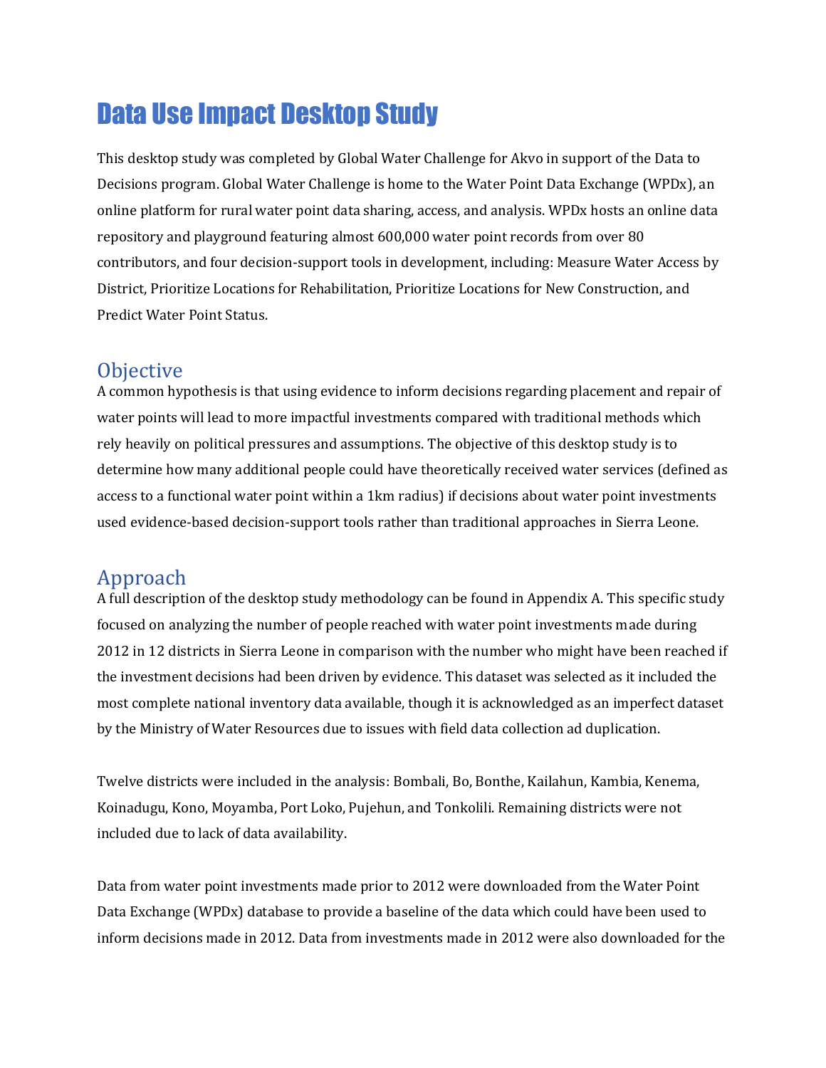# Data Use Impact Desktop Study

This desktop study was completed by Global Water Challenge for Akvo in support of the Data to Decisions program. Global Water Challenge is home to the Water Point Data Exchange (WPDx), an online platform for rural water point data sharing, access, and analysis. WPDx hosts an online data repository and playground featuring almost 600,000 water point records from over 80 contributors, and four decision-support tools in development, including: Measure Water Access by District, Prioritize Locations for Rehabilitation, Prioritize Locations for New Construction, and Predict Water Point Status.

## Objective

A common hypothesis is that using evidence to inform decisions regarding placement and repair of water points will lead to more impactful investments compared with traditional methods which rely heavily on political pressures and assumptions. The objective of this desktop study is to determine how many additional people could have theoretically received water services (defined as access to a functional water point within a 1km radius) if decisions about water point investments used evidence-based decision-support tools rather than traditional approaches in Sierra Leone.

## Approach

A full description of the desktop study methodology can be found in Appendix A. This specific study focused on analyzing the number of people reached with water point investments made during 2012 in 12 districts in Sierra Leone in comparison with the number who might have been reached if the investment decisions had been driven by evidence. This dataset was selected as it included the most complete national inventory data available, though it is acknowledged as an imperfect dataset by the Ministry of Water Resources due to issues with field data collection ad duplication.

Twelve districts were included in the analysis: Bombali, Bo, Bonthe, Kailahun, Kambia, Kenema, Koinadugu, Kono, Moyamba, Port Loko, Pujehun, and Tonkolili. Remaining districts were not included due to lack of data availability.

Data from water point investments made prior to 2012 were downloaded from the Water Point Data Exchange (WPDx) database to provide a baseline of the data which could have been used to inform decisions made in 2012. Data from investments made in 2012 were also downloaded for the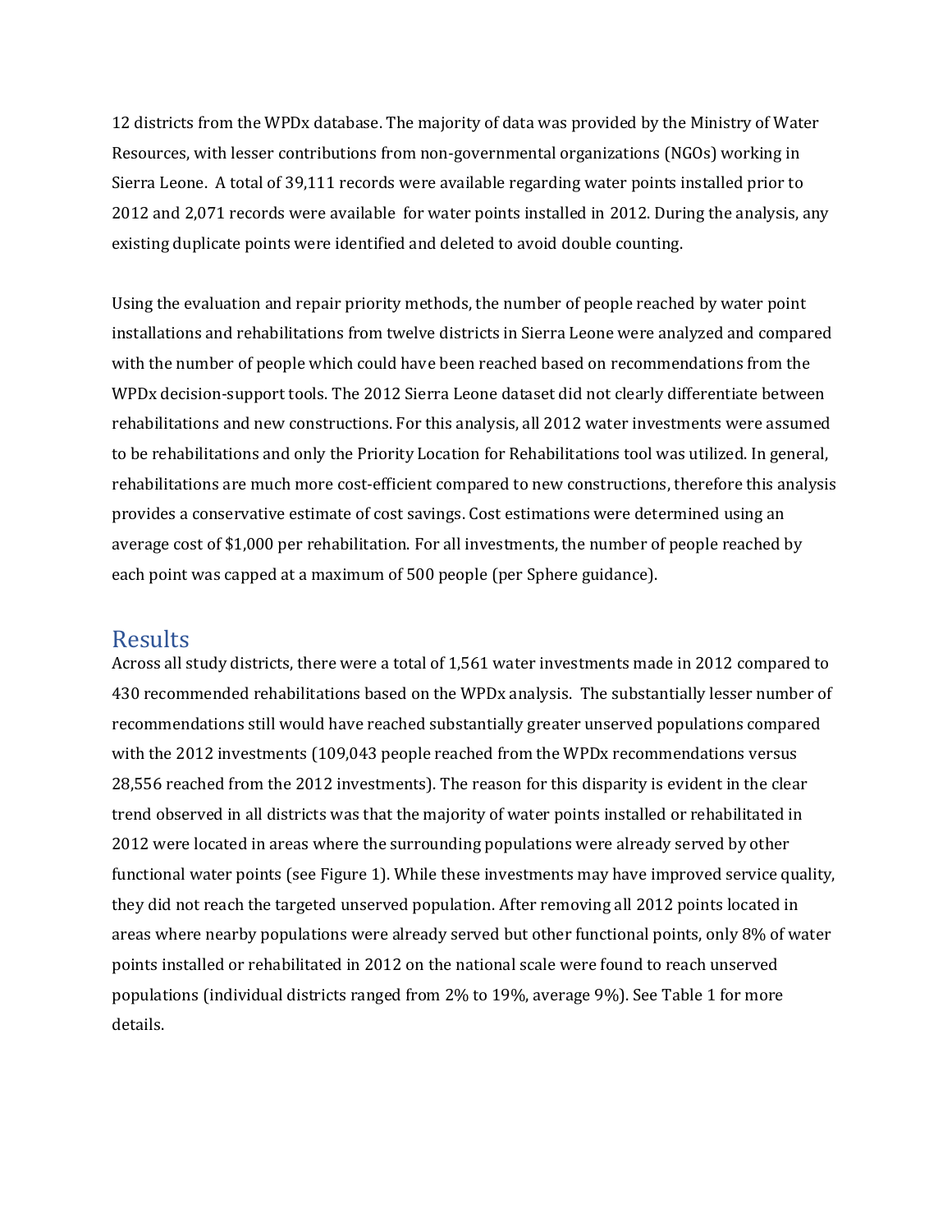12 districts from the WPDx database. The majority of data was provided by the Ministry of Water Resources, with lesser contributions from non-governmental organizations (NGOs) working in Sierra Leone. A total of 39,111 records were available regarding water points installed prior to 2012 and 2,071 records were available for water points installed in 2012. During the analysis, any existing duplicate points were identified and deleted to avoid double counting.

Using the evaluation and repair priority methods, the number of people reached by water point installations and rehabilitations from twelve districts in Sierra Leone were analyzed and compared with the number of people which could have been reached based on recommendations from the WPDx decision-support tools. The 2012 Sierra Leone dataset did not clearly differentiate between rehabilitations and new constructions. For this analysis, all 2012 water investments were assumed to be rehabilitations and only the Priority Location for Rehabilitations tool was utilized. In general, rehabilitations are much more cost-efficient compared to new constructions, therefore this analysis provides a conservative estimate of cost savings. Cost estimations were determined using an average cost of $1,000 per rehabilitation. For all investments, the number of people reached by each point was capped at a maximum of 500 people (per Sphere guidance).

## Results

Across all study districts, there were a total of 1,561 water investments made in 2012 compared to 430 recommended rehabilitations based on the WPDx analysis. The substantially lesser number of recommendations still would have reached substantially greater unserved populations compared with the 2012 investments (109,043 people reached from the WPDx recommendations versus 28,556 reached from the 2012 investments). The reason for this disparity is evident in the clear trend observed in all districts was that the majority of water points installed or rehabilitated in 2012 were located in areas where the surrounding populations were already served by other functional water points (see Figure 1). While these investments may have improved service quality, they did not reach the targeted unserved population. After removing all 2012 points located in areas where nearby populations were already served but other functional points, only 8% of water points installed or rehabilitated in 2012 on the national scale were found to reach unserved populations (individual districts ranged from 2% to 19%, average 9%). See Table 1 for more details.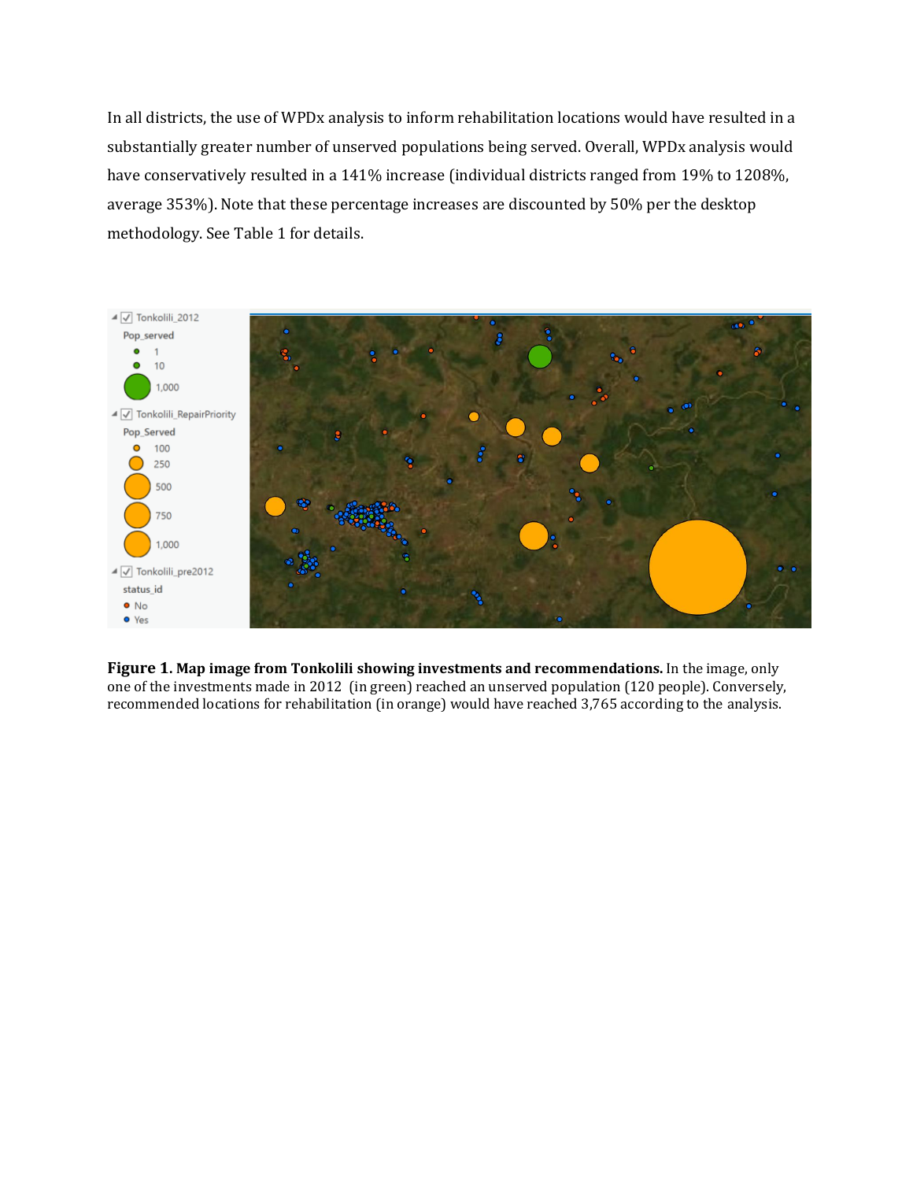In all districts, the use of WPDx analysis to inform rehabilitation locations would have resulted in a substantially greater number of unserved populations being served. Overall, WPDx analysis would have conservatively resulted in a 141% increase (individual districts ranged from 19% to 1208%, average 353%). Note that these percentage increases are discounted by 50% per the desktop methodology. See Table 1 for details.

Tonkolili_2012
Pop_served
1
10
1,000
Tonkolili_RepairPriority
Pop_Served
100
250
500
750
1,000
Tonkolili_pre2012
status_id
No
Yes

**Figure 1. Map image from Tonkolili showing investments and recommendations.** In the image, only one of the investments made in 2012 (in green) reached an unserved population (120 people). Conversely, recommended locations for rehabilitation (in orange) would have reached 3,765 according to the analysis.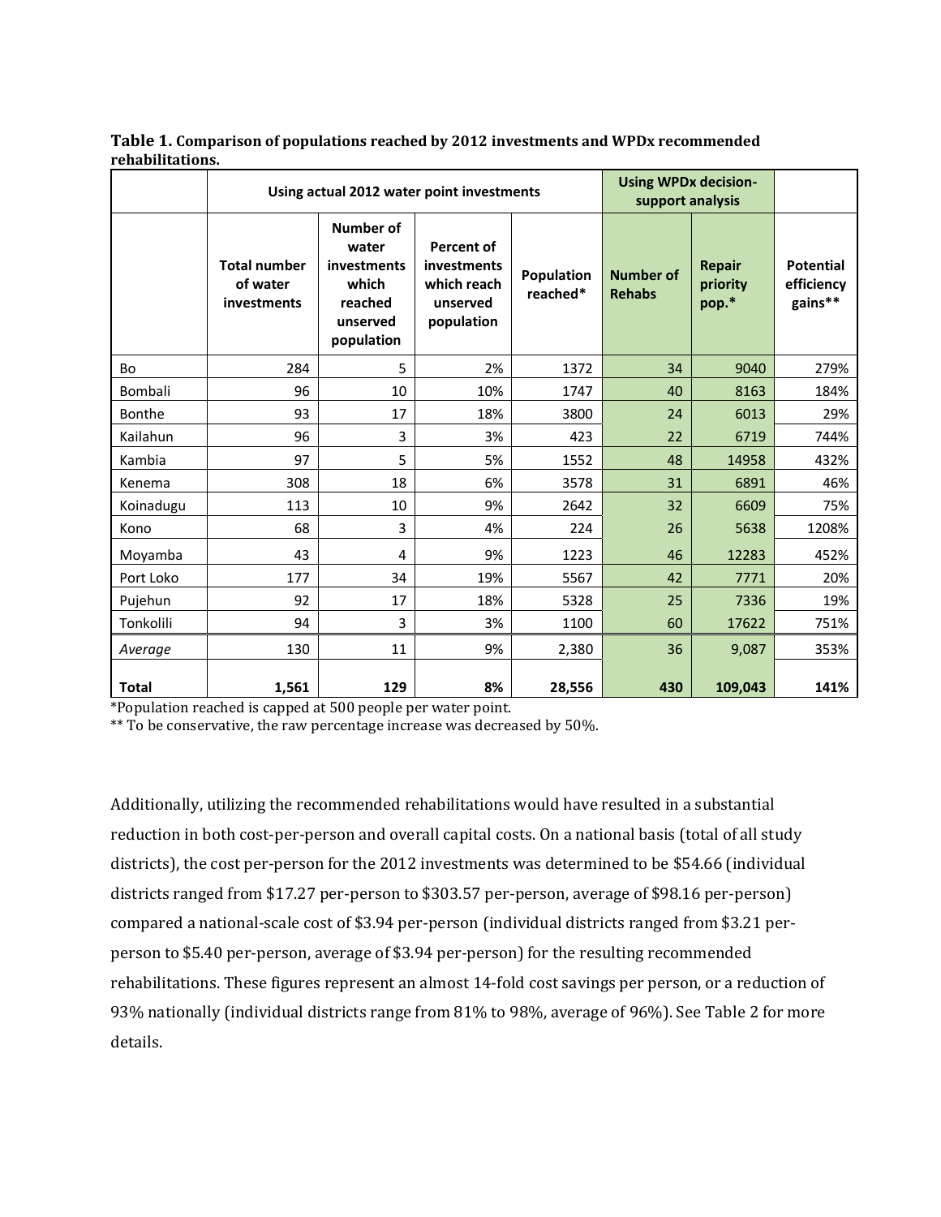**Table 1. Comparison of populations reached by 2012 investments and WPDx recommended rehabilitations.**

| | Using actual 2012 water point investments | | | | Using WPDx decision-support analysis | | |
|---|---|---|---|---|---|---|---|
| | Total number of water investments | Number of water investments which reached unserved population | Percent of investments which reach unserved population | Population reached* | Number of Rehabs | Repair priority pop.* | Potential efficiency gains** |
| Bo | 284 | 5 | 2% | 1372 | 34 | 9040 | 279% |
| Bombali | 96 | 10 | 10% | 1747 | 40 | 8163 | 184% |
| Bonthe | 93 | 17 | 18% | 3800 | 24 | 6013 | 29% |
| Kailahun | 96 | 3 | 3% | 423 | 22 | 6719 | 744% |
| Kambia | 97 | 5 | 5% | 1552 | 48 | 14958 | 432% |
| Kenema | 308 | 18 | 6% | 3578 | 31 | 6891 | 46% |
| Koinadugu | 113 | 10 | 9% | 2642 | 32 | 6609 | 75% |
| Kono | 68 | 3 | 4% | 224 | 26 | 5638 | 1208% |
| Moyamba | 43 | 4 | 9% | 1223 | 46 | 12283 | 452% |
| Port Loko | 177 | 34 | 19% | 5567 | 42 | 7771 | 20% |
| Pujehun | 92 | 17 | 18% | 5328 | 25 | 7336 | 19% |
| Tonkolili | 94 | 3 | 3% | 1100 | 60 | 17622 | 751% |
| *Average* | 130 | 11 | 9% | 2,380 | 36 | 9,087 | 353% |
| **Total** | **1,561** | **129** | **8%** | **28,556** | **430** | **109,043** | **141%** |

*Population reached is capped at 500 people per water point.
** To be conservative, the raw percentage increase was decreased by 50%.

Additionally, utilizing the recommended rehabilitations would have resulted in a substantial reduction in both cost-per-person and overall capital costs. On a national basis (total of all study districts), the cost per-person for the 2012 investments was determined to be $54.66 (individual districts ranged from $17.27 per-person to $303.57 per-person, average of $98.16 per-person) compared a national-scale cost of $3.94 per-person (individual districts ranged from $3.21 per-person to $5.40 per-person, average of $3.94 per-person) for the resulting recommended rehabilitations. These figures represent an almost 14-fold cost savings per person, or a reduction of 93% nationally (individual districts range from 81% to 98%, average of 96%). See Table 2 for more details.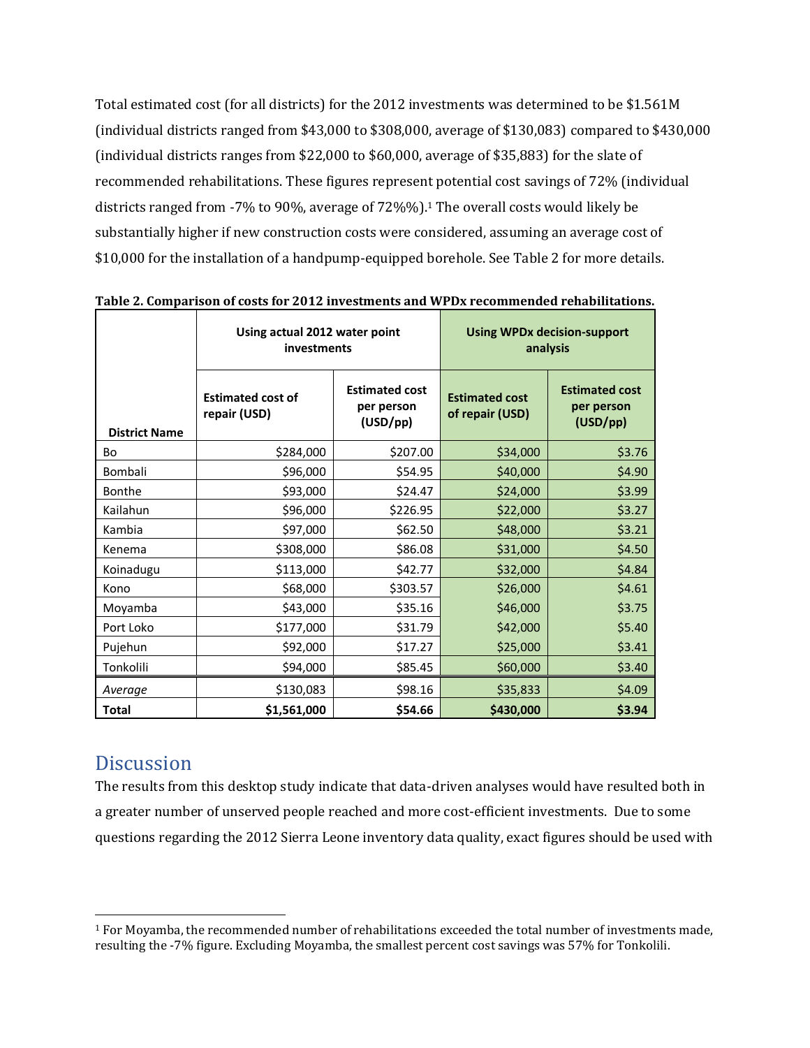Total estimated cost (for all districts) for the 2012 investments was determined to be $1.561M (individual districts ranged from $43,000 to $308,000, average of $130,083) compared to $430,000 (individual districts ranges from $22,000 to $60,000, average of $35,883) for the slate of recommended rehabilitations. These figures represent potential cost savings of 72% (individual districts ranged from -7% to 90%, average of 72%%).[1] The overall costs would likely be substantially higher if new construction costs were considered, assuming an average cost of $10,000 for the installation of a handpump-equipped borehole. See Table 2 for more details.

**Table 2. Comparison of costs for 2012 investments and WPDx recommended rehabilitations.**

| | Using actual 2012 water point investments | | Using WPDx decision-support analysis | |
|---|---|---|---|---|
| **District Name** | **Estimated cost of repair (USD)** | **Estimated cost per person (USD/pp)** | **Estimated cost of repair (USD)** | **Estimated cost per person (USD/pp)** |
| Bo | $284,000 | $207.00 | $34,000 | $3.76 |
| Bombali | $96,000 | $54.95 | $40,000 | $4.90 |
| Bonthe | $93,000 | $24.47 | $24,000 | $3.99 |
| Kailahun | $96,000 | $226.95 | $22,000 | $3.27 |
| Kambia | $97,000 | $62.50 | $48,000 | $3.21 |
| Kenema | $308,000 | $86.08 | $31,000 | $4.50 |
| Koinadugu | $113,000 | $42.77 | $32,000 | $4.84 |
| Kono | $68,000 | $303.57 | $26,000 | $4.61 |
| Moyamba | $43,000 | $35.16 | $46,000 | $3.75 |
| Port Loko | $177,000 | $31.79 | $42,000 | $5.40 |
| Pujehun | $92,000 | $17.27 | $25,000 | $3.41 |
| Tonkolili | $94,000 | $85.45 | $60,000 | $3.40 |
| *Average* | $130,083 | $98.16 | $35,833 | $4.09 |
| **Total** | **$1,561,000** | **$54.66** | **$430,000** | **$3.94** |

## Discussion

The results from this desktop study indicate that data-driven analyses would have resulted both in a greater number of unserved people reached and more cost-efficient investments. Due to some questions regarding the 2012 Sierra Leone inventory data quality, exact figures should be used with

[1] For Moyamba, the recommended number of rehabilitations exceeded the total number of investments made, resulting the -7% figure. Excluding Moyamba, the smallest percent cost savings was 57% for Tonkolili.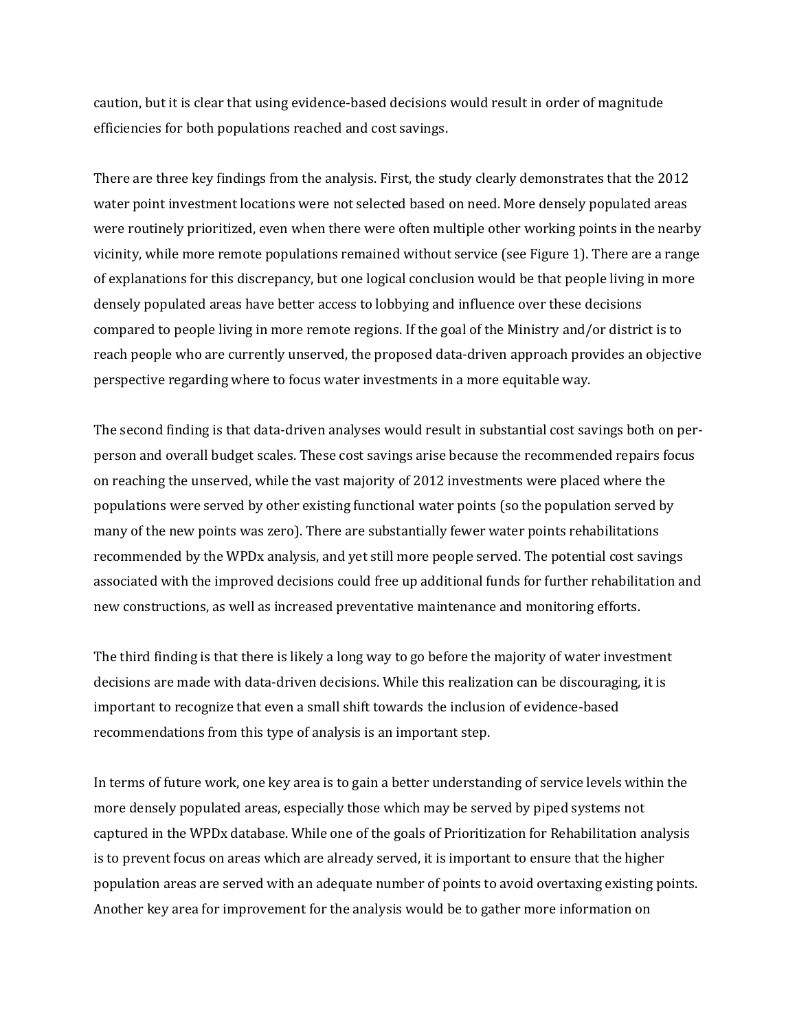caution, but it is clear that using evidence-based decisions would result in order of magnitude efficiencies for both populations reached and cost savings.

There are three key findings from the analysis. First, the study clearly demonstrates that the 2012 water point investment locations were not selected based on need. More densely populated areas were routinely prioritized, even when there were often multiple other working points in the nearby vicinity, while more remote populations remained without service (see Figure 1). There are a range of explanations for this discrepancy, but one logical conclusion would be that people living in more densely populated areas have better access to lobbying and influence over these decisions compared to people living in more remote regions. If the goal of the Ministry and/or district is to reach people who are currently unserved, the proposed data-driven approach provides an objective perspective regarding where to focus water investments in a more equitable way.

The second finding is that data-driven analyses would result in substantial cost savings both on per-person and overall budget scales. These cost savings arise because the recommended repairs focus on reaching the unserved, while the vast majority of 2012 investments were placed where the populations were served by other existing functional water points (so the population served by many of the new points was zero). There are substantially fewer water points rehabilitations recommended by the WPDx analysis, and yet still more people served. The potential cost savings associated with the improved decisions could free up additional funds for further rehabilitation and new constructions, as well as increased preventative maintenance and monitoring efforts.

The third finding is that there is likely a long way to go before the majority of water investment decisions are made with data-driven decisions. While this realization can be discouraging, it is important to recognize that even a small shift towards the inclusion of evidence-based recommendations from this type of analysis is an important step.

In terms of future work, one key area is to gain a better understanding of service levels within the more densely populated areas, especially those which may be served by piped systems not captured in the WPDx database. While one of the goals of Prioritization for Rehabilitation analysis is to prevent focus on areas which are already served, it is important to ensure that the higher population areas are served with an adequate number of points to avoid overtaxing existing points. Another key area for improvement for the analysis would be to gather more information on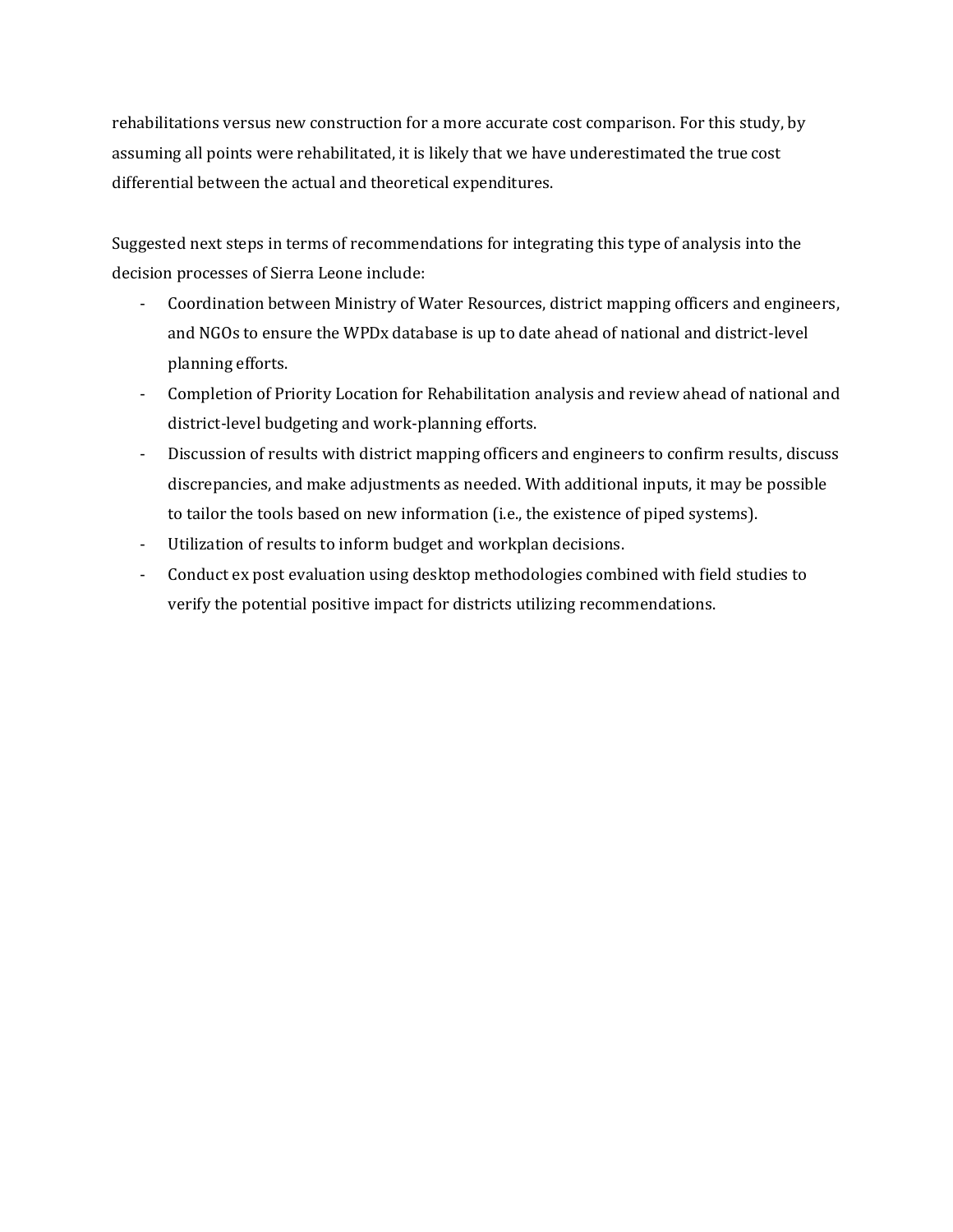rehabilitations versus new construction for a more accurate cost comparison. For this study, by assuming all points were rehabilitated, it is likely that we have underestimated the true cost differential between the actual and theoretical expenditures.

Suggested next steps in terms of recommendations for integrating this type of analysis into the decision processes of Sierra Leone include:

- Coordination between Ministry of Water Resources, district mapping officers and engineers, and NGOs to ensure the WPDx database is up to date ahead of national and district-level planning efforts.
- Completion of Priority Location for Rehabilitation analysis and review ahead of national and district-level budgeting and work-planning efforts.
- Discussion of results with district mapping officers and engineers to confirm results, discuss discrepancies, and make adjustments as needed. With additional inputs, it may be possible to tailor the tools based on new information (i.e., the existence of piped systems).
- Utilization of results to inform budget and workplan decisions.
- Conduct ex post evaluation using desktop methodologies combined with field studies to verify the potential positive impact for districts utilizing recommendations.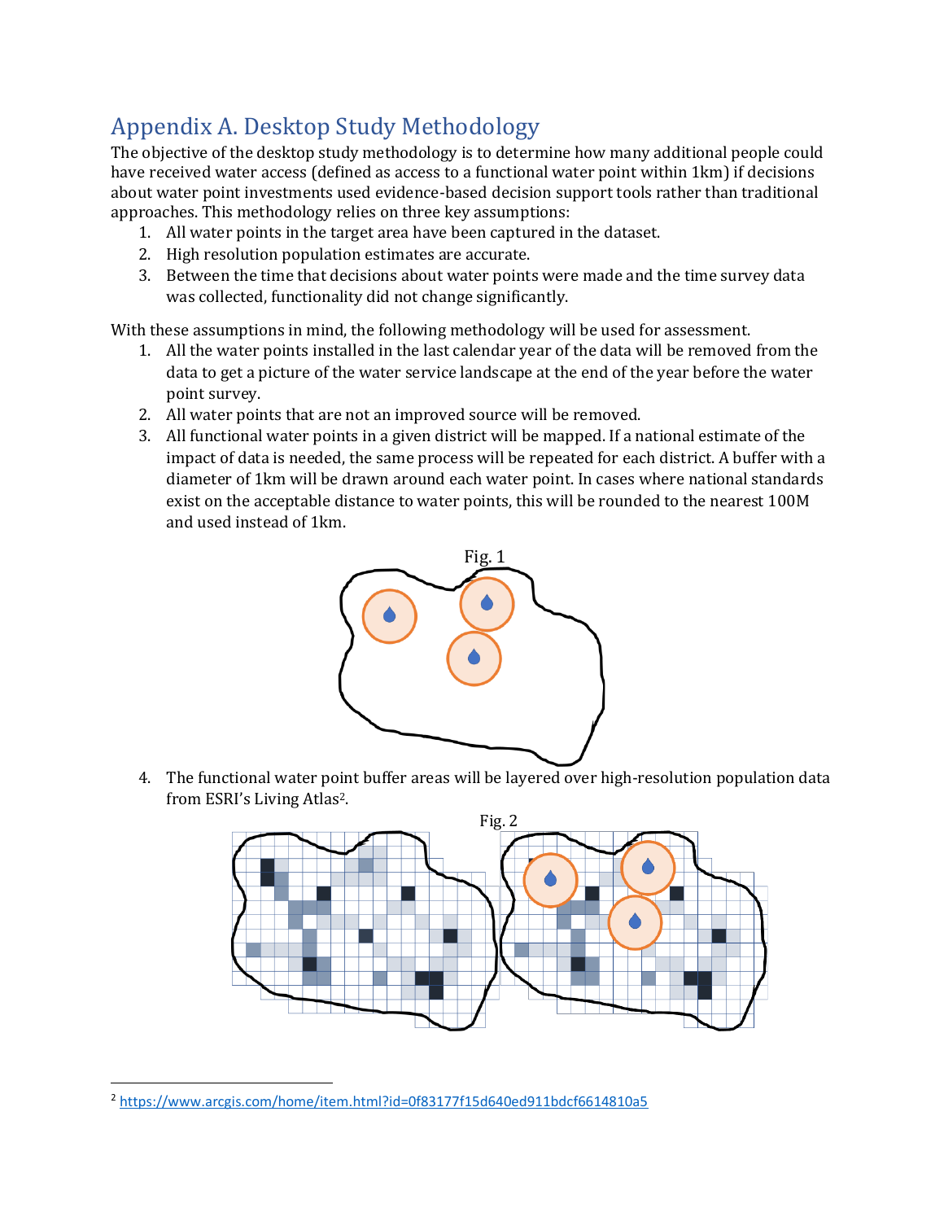# Appendix A. Desktop Study Methodology

The objective of the desktop study methodology is to determine how many additional people could have received water access (defined as access to a functional water point within 1km) if decisions about water point investments used evidence-based decision support tools rather than traditional approaches. This methodology relies on three key assumptions:

1. All water points in the target area have been captured in the dataset.
2. High resolution population estimates are accurate.
3. Between the time that decisions about water points were made and the time survey data was collected, functionality did not change significantly.

With these assumptions in mind, the following methodology will be used for assessment.

1. All the water points installed in the last calendar year of the data will be removed from the data to get a picture of the water service landscape at the end of the year before the water point survey.
2. All water points that are not an improved source will be removed.
3. All functional water points in a given district will be mapped. If a national estimate of the impact of data is needed, the same process will be repeated for each district. A buffer with a diameter of 1km will be drawn around each water point. In cases where national standards exist on the acceptable distance to water points, this will be rounded to the nearest 100M and used instead of 1km.

Fig. 1

4. The functional water point buffer areas will be layered over high-resolution population data from ESRI's Living Atlas[2].

Fig. 2

[2] https://www.arcgis.com/home/item.html?id=0f83177f15d640ed911bdcf6614810a5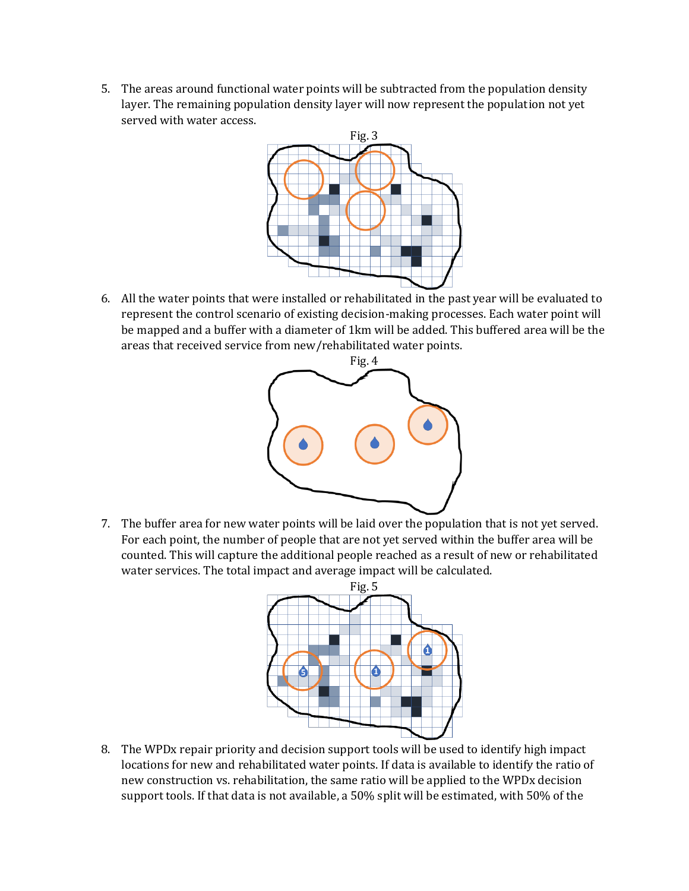5. The areas around functional water points will be subtracted from the population density layer. The remaining population density layer will now represent the population not yet served with water access.

Fig. 3

6. All the water points that were installed or rehabilitated in the past year will be evaluated to represent the control scenario of existing decision-making processes. Each water point will be mapped and a buffer with a diameter of 1km will be added. This buffered area will be the areas that received service from new/rehabilitated water points.

Fig. 4

7. The buffer area for new water points will be laid over the population that is not yet served. For each point, the number of people that are not yet served within the buffer area will be counted. This will capture the additional people reached as a result of new or rehabilitated water services. The total impact and average impact will be calculated.

Fig. 5

5

1

1

8. The WPDx repair priority and decision support tools will be used to identify high impact locations for new and rehabilitated water points. If data is available to identify the ratio of new construction vs. rehabilitation, the same ratio will be applied to the WPDx decision support tools. If that data is not available, a 50% split will be estimated, with 50% of the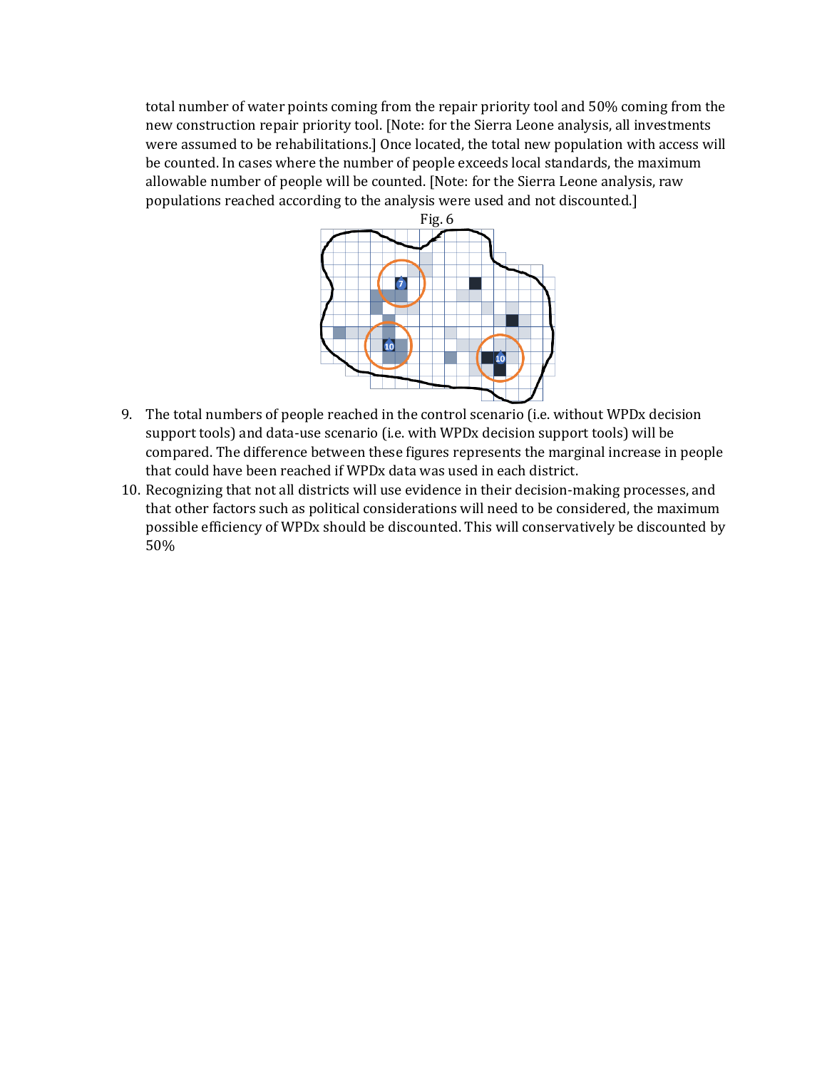total number of water points coming from the repair priority tool and 50% coming from the new construction repair priority tool. [Note: for the Sierra Leone analysis, all investments were assumed to be rehabilitations.] Once located, the total new population with access will be counted. In cases where the number of people exceeds local standards, the maximum allowable number of people will be counted. [Note: for the Sierra Leone analysis, raw populations reached according to the analysis were used and not discounted.]

Fig. 6

7

10

10

9. The total numbers of people reached in the control scenario (i.e. without WPDx decision support tools) and data-use scenario (i.e. with WPDx decision support tools) will be compared. The difference between these figures represents the marginal increase in people that could have been reached if WPDx data was used in each district.
10. Recognizing that not all districts will use evidence in their decision-making processes, and that other factors such as political considerations will need to be considered, the maximum possible efficiency of WPDx should be discounted. This will conservatively be discounted by 50%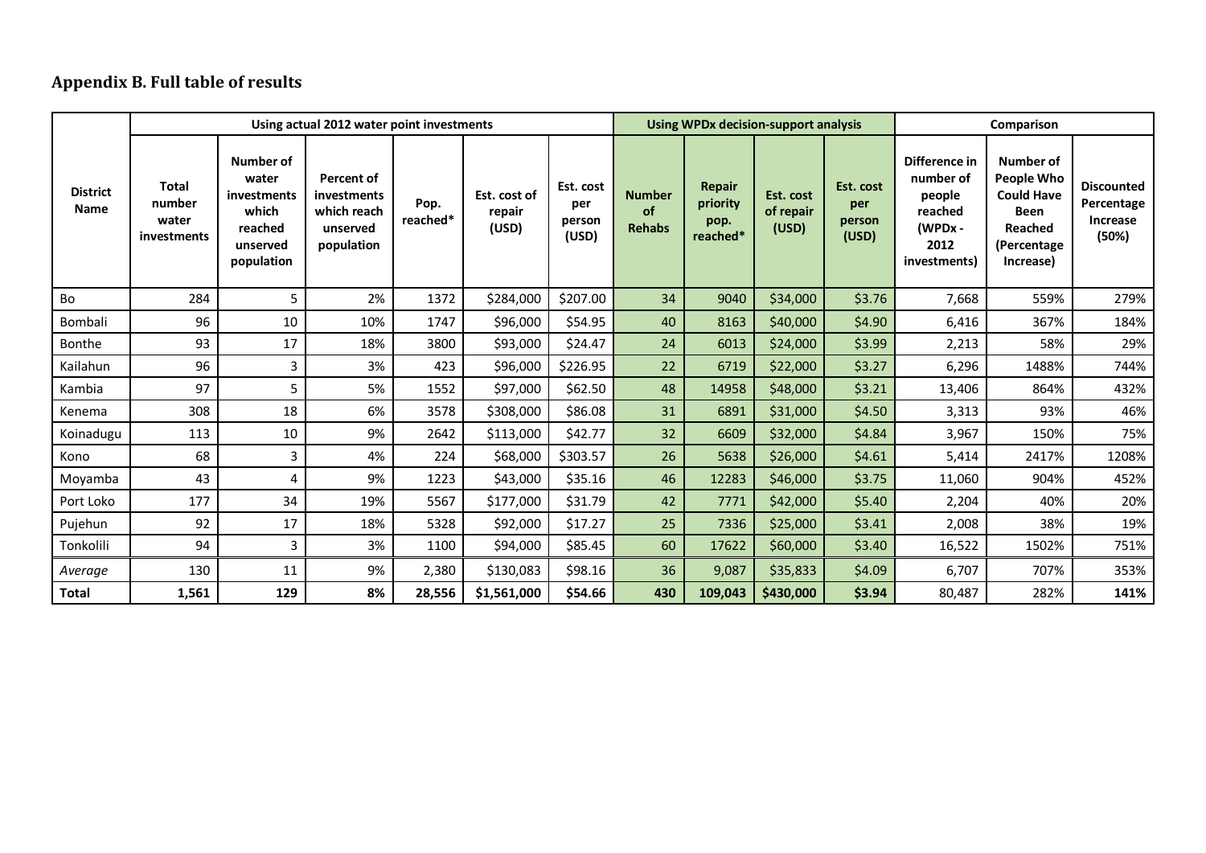## Appendix B. Full table of results

| District Name | Using actual 2012 water point investments | | | | | | Using WPDx decision-support analysis | | | | Comparison | | |
|---|---|---|---|---|---|---|---|---|---|---|---|---|---|
| | Total number water investments | Number of water investments which reached unserved population | Percent of investments which reach unserved population | Pop. reached* | Est. cost of repair (USD) | Est. cost per person (USD) | Number of Rehabs | Repair priority pop. reached* | Est. cost of repair (USD) | Est. cost per person (USD) | Difference in number of people reached (WPDx - 2012 investments) | Number of People Who Could Have Been Reached (Percentage Increase) | Discounted Percentage Increase (50%) |
| Bo | 284 | 5 | 2% | 1372 | $284,000 | $207.00 | 34 | 9040 | $34,000 | $3.76 | 7,668 | 559% | 279% |
| Bombali | 96 | 10 | 10% | 1747 | $96,000 | $54.95 | 40 | 8163 | $40,000 | $4.90 | 6,416 | 367% | 184% |
| Bonthe | 93 | 17 | 18% | 3800 | $93,000 | $24.47 | 24 | 6013 | $24,000 | $3.99 | 2,213 | 58% | 29% |
| Kailahun | 96 | 3 | 3% | 423 | $96,000 | $226.95 | 22 | 6719 | $22,000 | $3.27 | 6,296 | 1488% | 744% |
| Kambia | 97 | 5 | 5% | 1552 | $97,000 | $62.50 | 48 | 14958 | $48,000 | $3.21 | 13,406 | 864% | 432% |
| Kenema | 308 | 18 | 6% | 3578 | $308,000 | $86.08 | 31 | 6891 | $31,000 | $4.50 | 3,313 | 93% | 46% |
| Koinadugu | 113 | 10 | 9% | 2642 | $113,000 | $42.77 | 32 | 6609 | $32,000 | $4.84 | 3,967 | 150% | 75% |
| Kono | 68 | 3 | 4% | 224 | $68,000 | $303.57 | 26 | 5638 | $26,000 | $4.61 | 5,414 | 2417% | 1208% |
| Moyamba | 43 | 4 | 9% | 1223 | $43,000 | $35.16 | 46 | 12283 | $46,000 | $3.75 | 11,060 | 904% | 452% |
| Port Loko | 177 | 34 | 19% | 5567 | $177,000 | $31.79 | 42 | 7771 | $42,000 | $5.40 | 2,204 | 40% | 20% |
| Pujehun | 92 | 17 | 18% | 5328 | $92,000 | $17.27 | 25 | 7336 | $25,000 | $3.41 | 2,008 | 38% | 19% |
| Tonkolili | 94 | 3 | 3% | 1100 | $94,000 | $85.45 | 60 | 17622 | $60,000 | $3.40 | 16,522 | 1502% | 751% |
| *Average* | 130 | 11 | 9% | 2,380 | $130,083 | $98.16 | 36 | 9,087 | $35,833 | $4.09 | 6,707 | 707% | 353% |
| **Total** | **1,561** | **129** | **8%** | **28,556** | **$1,561,000** | **$54.66** | **430** | **109,043** | **$430,000** | **$3.94** | 80,487 | 282% | **141%** |